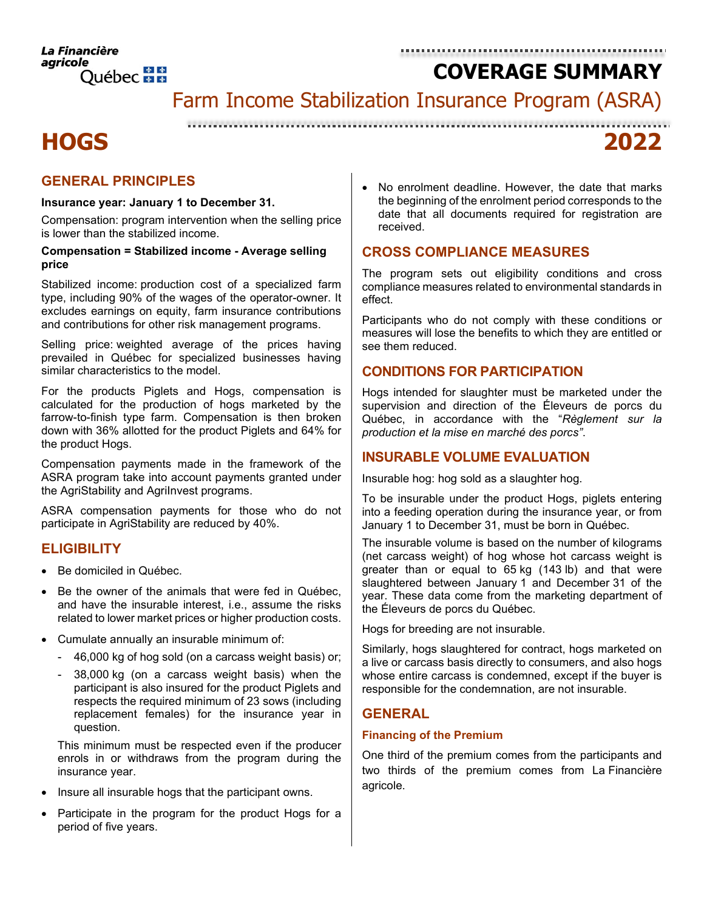La Financière agricole Québec

# COVERAGE SUMMARY

## Farm Income Stabilization Insurance Program (ASRA)

# HOGS 2022

## GENERAL PRINCIPLES

**Insurance year: January 1 to December 31.**

Compensation: program intervention when the selling price is lower than the stabilized income.

**Compensation = Stabilized income - Average selling price**

Stabilized income: production cost of a specialized farm type, including 90% of the wages of the operator-owner. It excludes earnings on equity, farm insurance contributions and contributions for other risk management programs.

Selling price: weighted average of the prices having prevailed in Québec for specialized businesses having similar characteristics to the model.

For the products Piglets and Hogs, compensation is calculated for the production of hogs marketed by the farrow-to-finish type farm. Compensation is then broken down with 36% allotted for the product Piglets and 64% for the product Hogs.

Compensation payments made in the framework of the ASRA program take into account payments granted under the AgriStability and AgriInvest programs.

ASRA compensation payments for those who do not participate in AgriStability are reduced by 40%.

## ELIGIBILITY

- Be domiciled in Québec.
- Be the owner of the animals that were fed in Québec, and have the insurable interest, i.e., assume the risks related to lower market prices or higher production costs.
- Cumulate annually an insurable minimum of:
  - 46,000 kg of hog sold (on a carcass weight basis) or;
  - 38,000 kg (on a carcass weight basis) when the participant is also insured for the product Piglets and respects the required minimum of 23 sows (including replacement females) for the insurance year in question.

  This minimum must be respected even if the producer enrols in or withdraws from the program during the insurance year.
- Insure all insurable hogs that the participant owns.
- Participate in the program for the product Hogs for a period of five years.
- No enrolment deadline. However, the date that marks the beginning of the enrolment period corresponds to the date that all documents required for registration are received.

## CROSS COMPLIANCE MEASURES

The program sets out eligibility conditions and cross compliance measures related to environmental standards in effect.

Participants who do not comply with these conditions or measures will lose the benefits to which they are entitled or see them reduced.

## CONDITIONS FOR PARTICIPATION

Hogs intended for slaughter must be marketed under the supervision and direction of the Éleveurs de porcs du Québec, in accordance with the "*Règlement sur la production et la mise en marché des porcs*".

## INSURABLE VOLUME EVALUATION

Insurable hog: hog sold as a slaughter hog.

To be insurable under the product Hogs, piglets entering into a feeding operation during the insurance year, or from January 1 to December 31, must be born in Québec.

The insurable volume is based on the number of kilograms (net carcass weight) of hog whose hot carcass weight is greater than or equal to 65 kg (143 lb) and that were slaughtered between January 1 and December 31 of the year. These data come from the marketing department of the Éleveurs de porcs du Québec.

Hogs for breeding are not insurable.

Similarly, hogs slaughtered for contract, hogs marketed on a live or carcass basis directly to consumers, and also hogs whose entire carcass is condemned, except if the buyer is responsible for the condemnation, are not insurable.

## GENERAL

### Financing of the Premium

One third of the premium comes from the participants and two thirds of the premium comes from La Financière agricole.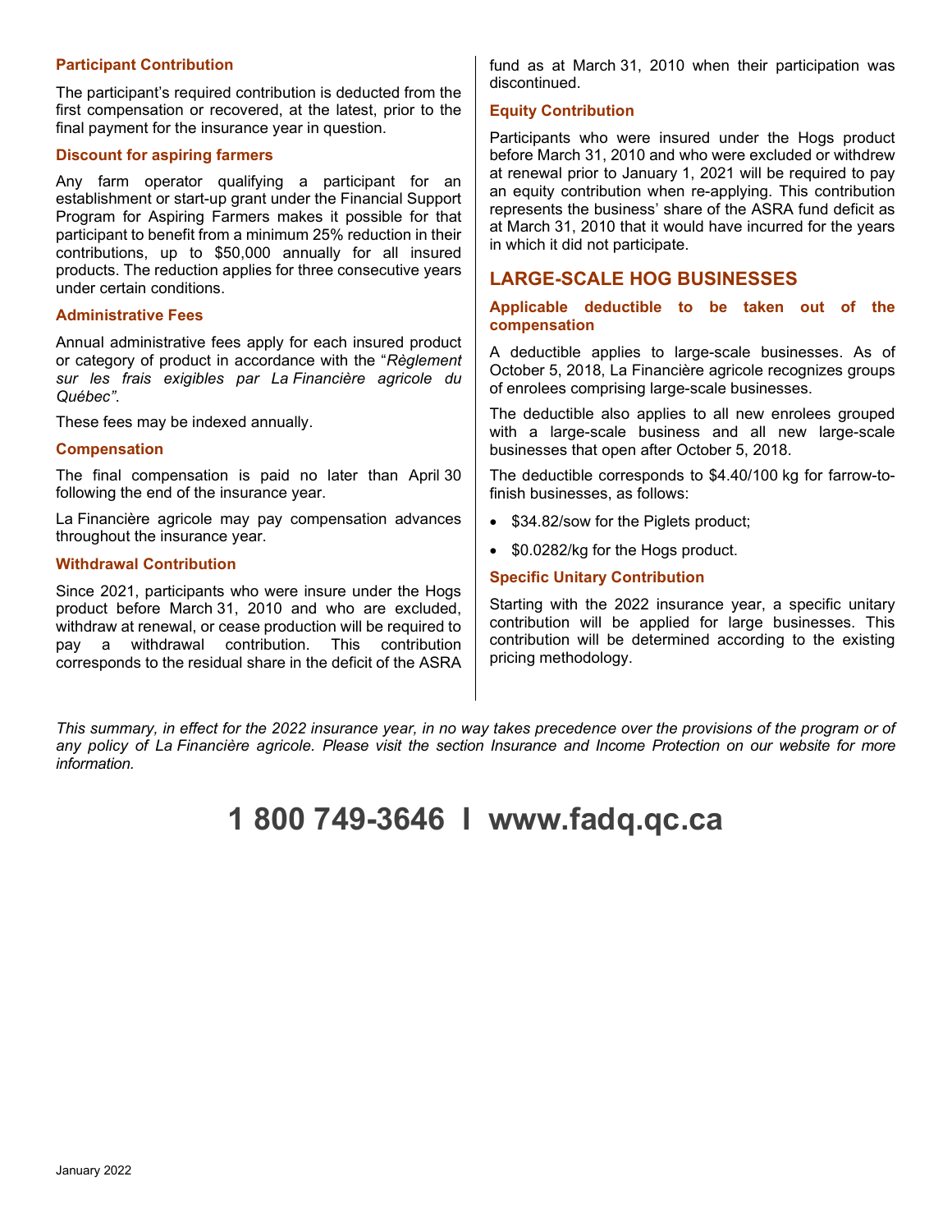### Participant Contribution

The participant's required contribution is deducted from the first compensation or recovered, at the latest, prior to the final payment for the insurance year in question.

### Discount for aspiring farmers

Any farm operator qualifying a participant for an establishment or start-up grant under the Financial Support Program for Aspiring Farmers makes it possible for that participant to benefit from a minimum 25% reduction in their contributions, up to $50,000 annually for all insured products. The reduction applies for three consecutive years under certain conditions.

### Administrative Fees

Annual administrative fees apply for each insured product or category of product in accordance with the "*Règlement sur les frais exigibles par La Financière agricole du Québec"*.

These fees may be indexed annually.

### Compensation

The final compensation is paid no later than April 30 following the end of the insurance year.

La Financière agricole may pay compensation advances throughout the insurance year.

### Withdrawal Contribution

Since 2021, participants who were insure under the Hogs product before March 31, 2010 and who are excluded, withdraw at renewal, or cease production will be required to pay a withdrawal contribution. This contribution corresponds to the residual share in the deficit of the ASRA fund as at March 31, 2010 when their participation was discontinued.

### Equity Contribution

Participants who were insured under the Hogs product before March 31, 2010 and who were excluded or withdrew at renewal prior to January 1, 2021 will be required to pay an equity contribution when re-applying. This contribution represents the business' share of the ASRA fund deficit as at March 31, 2010 that it would have incurred for the years in which it did not participate.

## LARGE-SCALE HOG BUSINESSES

### Applicable deductible to be taken out of the compensation

A deductible applies to large-scale businesses. As of October 5, 2018, La Financière agricole recognizes groups of enrolees comprising large-scale businesses.

The deductible also applies to all new enrolees grouped with a large-scale business and all new large-scale businesses that open after October 5, 2018.

The deductible corresponds to $4.40/100 kg for farrow-to-finish businesses, as follows:

- $34.82/sow for the Piglets product;
- $0.0282/kg for the Hogs product.

### Specific Unitary Contribution

Starting with the 2022 insurance year, a specific unitary contribution will be applied for large businesses. This contribution will be determined according to the existing pricing methodology.

*This summary, in effect for the 2022 insurance year, in no way takes precedence over the provisions of the program or of any policy of La Financière agricole. Please visit the section Insurance and Income Protection on our website for more information.*

**1 800 749-3646 I www.fadq.qc.ca**

January 2022